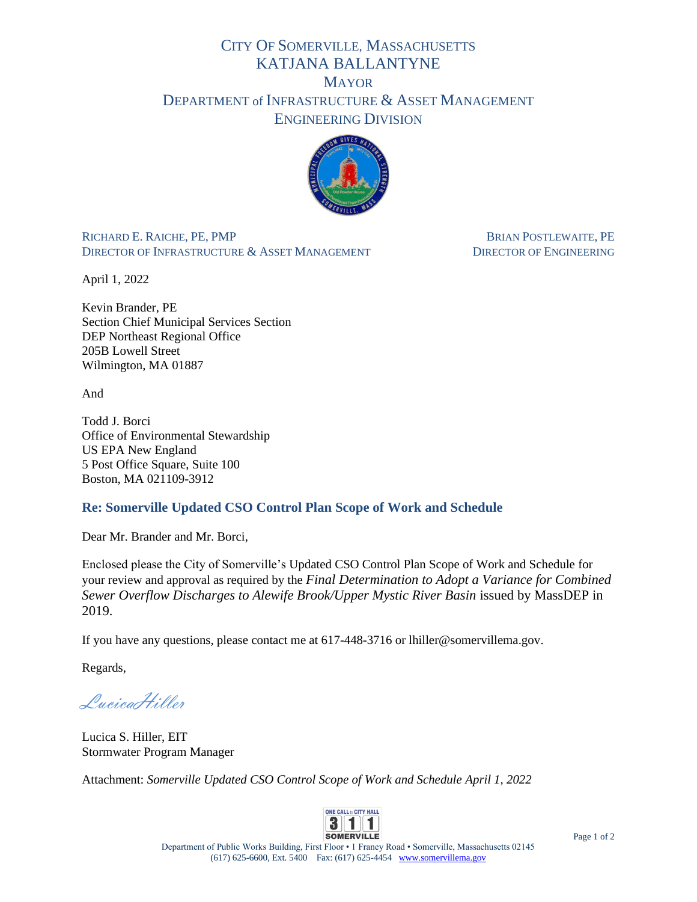# City Of Somerville, Massachusetts
## KATJANA BALLANTYNE
## Mayor
## Department of Infrastructure & Asset Management
## Engineering Division

Richard E. Raiche, PE, PMP
Director of Infrastructure & Asset Management

Brian Postlewaite, PE
Director of Engineering

April 1, 2022

Kevin Brander, PE
Section Chief Municipal Services Section
DEP Northeast Regional Office
205B Lowell Street
Wilmington, MA 01887

And

Todd J. Borci
Office of Environmental Stewardship
US EPA New England
5 Post Office Square, Suite 100
Boston, MA 021109-3912

### Re: Somerville Updated CSO Control Plan Scope of Work and Schedule

Dear Mr. Brander and Mr. Borci,

Enclosed please the City of Somerville's Updated CSO Control Plan Scope of Work and Schedule for your review and approval as required by the *Final Determination to Adopt a Variance for Combined Sewer Overflow Discharges to Alewife Brook/Upper Mystic River Basin* issued by MassDEP in 2019.

If you have any questions, please contact me at 617-448-3716 or lhiller@somervillema.gov.

Regards,

Lucica Hiller

Lucica S. Hiller, EIT
Stormwater Program Manager

Attachment: *Somerville Updated CSO Control Scope of Work and Schedule April 1, 2022*

Department of Public Works Building, First Floor • 1 Franey Road • Somerville, Massachusetts 02145
(617) 625-6600, Ext. 5400 Fax: (617) 625-4454 www.somervillema.gov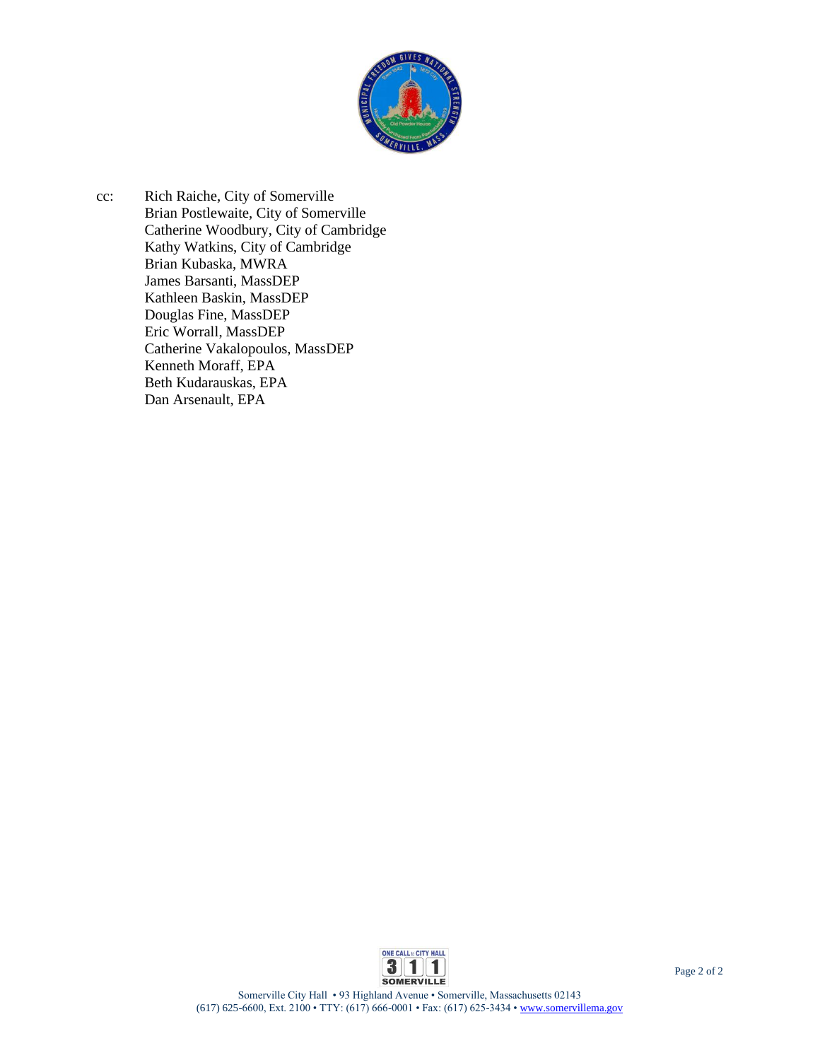cc: Rich Raiche, City of Somerville
Brian Postlewaite, City of Somerville
Catherine Woodbury, City of Cambridge
Kathy Watkins, City of Cambridge
Brian Kubaska, MWRA
James Barsanti, MassDEP
Kathleen Baskin, MassDEP
Douglas Fine, MassDEP
Eric Worrall, MassDEP
Catherine Vakalopoulos, MassDEP
Kenneth Moraff, EPA
Beth Kudarauskas, EPA
Dan Arsenault, EPA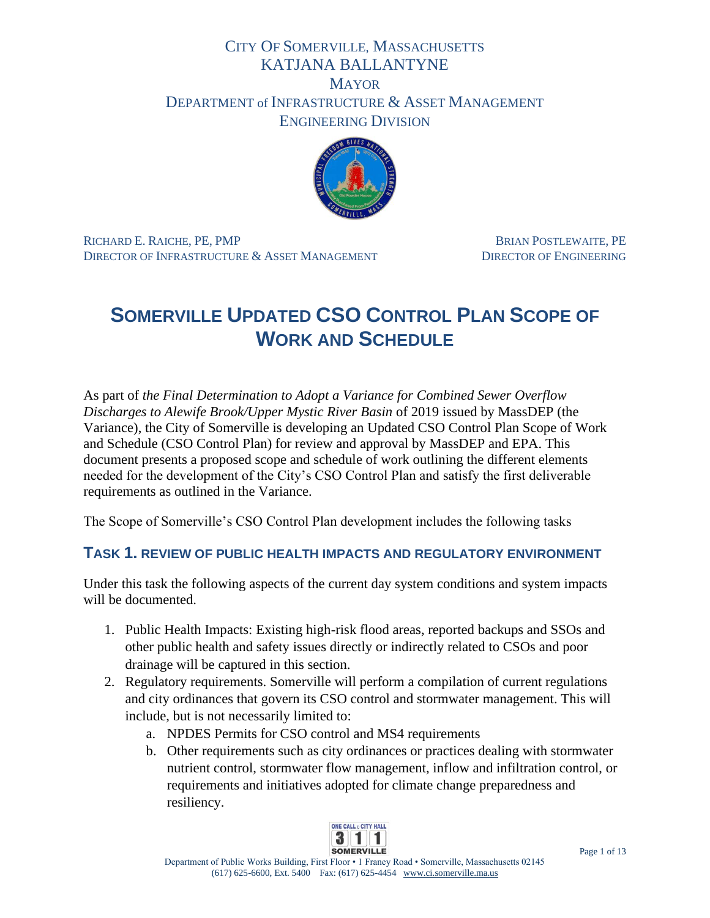CITY OF SOMERVILLE, MASSACHUSETTS
KATJANA BALLANTYNE
MAYOR
DEPARTMENT of INFRASTRUCTURE & ASSET MANAGEMENT
ENGINEERING DIVISION

RICHARD E. RAICHE, PE, PMP
DIRECTOR OF INFRASTRUCTURE & ASSET MANAGEMENT

BRIAN POSTLEWAITE, PE
DIRECTOR OF ENGINEERING

# SOMERVILLE UPDATED CSO CONTROL PLAN SCOPE OF WORK AND SCHEDULE

As part of *the Final Determination to Adopt a Variance for Combined Sewer Overflow Discharges to Alewife Brook/Upper Mystic River Basin* of 2019 issued by MassDEP (the Variance), the City of Somerville is developing an Updated CSO Control Plan Scope of Work and Schedule (CSO Control Plan) for review and approval by MassDEP and EPA. This document presents a proposed scope and schedule of work outlining the different elements needed for the development of the City's CSO Control Plan and satisfy the first deliverable requirements as outlined in the Variance.

The Scope of Somerville's CSO Control Plan development includes the following tasks

## TASK 1. REVIEW OF PUBLIC HEALTH IMPACTS AND REGULATORY ENVIRONMENT

Under this task the following aspects of the current day system conditions and system impacts will be documented.

1. Public Health Impacts: Existing high-risk flood areas, reported backups and SSOs and other public health and safety issues directly or indirectly related to CSOs and poor drainage will be captured in this section.
2. Regulatory requirements. Somerville will perform a compilation of current regulations and city ordinances that govern its CSO control and stormwater management. This will include, but is not necessarily limited to:
    a. NPDES Permits for CSO control and MS4 requirements
    b. Other requirements such as city ordinances or practices dealing with stormwater nutrient control, stormwater flow management, inflow and infiltration control, or requirements and initiatives adopted for climate change preparedness and resiliency.

Department of Public Works Building, First Floor • 1 Franey Road • Somerville, Massachusetts 02145
(617) 625-6600, Ext. 5400 Fax: (617) 625-4454 www.ci.somerville.ma.us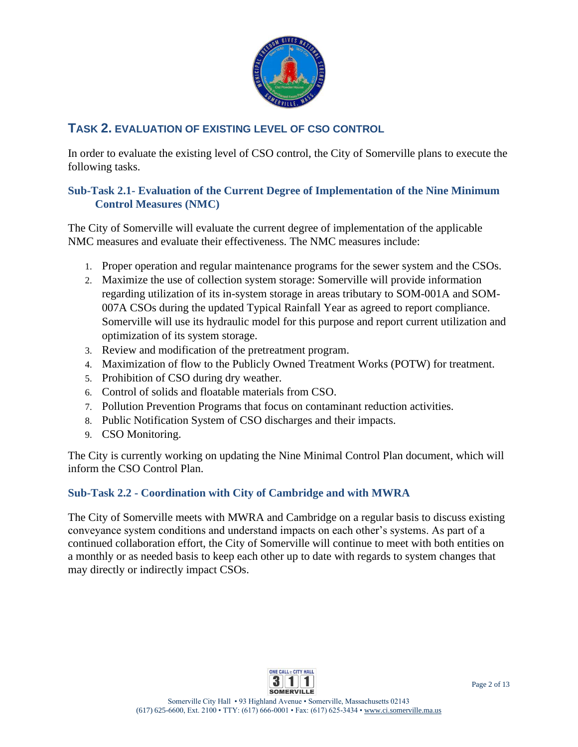## TASK 2. EVALUATION OF EXISTING LEVEL OF CSO CONTROL

In order to evaluate the existing level of CSO control, the City of Somerville plans to execute the following tasks.

### Sub-Task 2.1- Evaluation of the Current Degree of Implementation of the Nine Minimum Control Measures (NMC)

The City of Somerville will evaluate the current degree of implementation of the applicable NMC measures and evaluate their effectiveness. The NMC measures include:

1. Proper operation and regular maintenance programs for the sewer system and the CSOs.
2. Maximize the use of collection system storage: Somerville will provide information regarding utilization of its in-system storage in areas tributary to SOM-001A and SOM-007A CSOs during the updated Typical Rainfall Year as agreed to report compliance. Somerville will use its hydraulic model for this purpose and report current utilization and optimization of its system storage.
3. Review and modification of the pretreatment program.
4. Maximization of flow to the Publicly Owned Treatment Works (POTW) for treatment.
5. Prohibition of CSO during dry weather.
6. Control of solids and floatable materials from CSO.
7. Pollution Prevention Programs that focus on contaminant reduction activities.
8. Public Notification System of CSO discharges and their impacts.
9. CSO Monitoring.

The City is currently working on updating the Nine Minimal Control Plan document, which will inform the CSO Control Plan.

### Sub-Task 2.2 - Coordination with City of Cambridge and with MWRA

The City of Somerville meets with MWRA and Cambridge on a regular basis to discuss existing conveyance system conditions and understand impacts on each other's systems. As part of a continued collaboration effort, the City of Somerville will continue to meet with both entities on a monthly or as needed basis to keep each other up to date with regards to system changes that may directly or indirectly impact CSOs.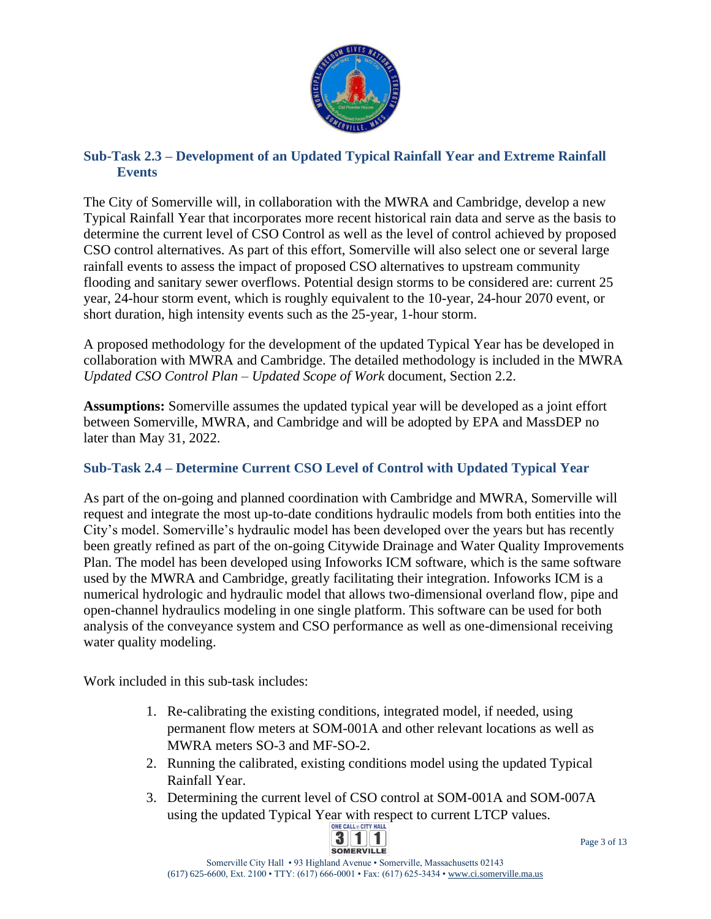### Sub-Task 2.3 – Development of an Updated Typical Rainfall Year and Extreme Rainfall Events

The City of Somerville will, in collaboration with the MWRA and Cambridge, develop a new Typical Rainfall Year that incorporates more recent historical rain data and serve as the basis to determine the current level of CSO Control as well as the level of control achieved by proposed CSO control alternatives. As part of this effort, Somerville will also select one or several large rainfall events to assess the impact of proposed CSO alternatives to upstream community flooding and sanitary sewer overflows. Potential design storms to be considered are: current 25 year, 24-hour storm event, which is roughly equivalent to the 10-year, 24-hour 2070 event, or short duration, high intensity events such as the 25-year, 1-hour storm.

A proposed methodology for the development of the updated Typical Year has be developed in collaboration with MWRA and Cambridge. The detailed methodology is included in the MWRA *Updated CSO Control Plan – Updated Scope of Work* document, Section 2.2.

**Assumptions:** Somerville assumes the updated typical year will be developed as a joint effort between Somerville, MWRA, and Cambridge and will be adopted by EPA and MassDEP no later than May 31, 2022.

### Sub-Task 2.4 – Determine Current CSO Level of Control with Updated Typical Year

As part of the on-going and planned coordination with Cambridge and MWRA, Somerville will request and integrate the most up-to-date conditions hydraulic models from both entities into the City's model. Somerville's hydraulic model has been developed over the years but has recently been greatly refined as part of the on-going Citywide Drainage and Water Quality Improvements Plan. The model has been developed using Infoworks ICM software, which is the same software used by the MWRA and Cambridge, greatly facilitating their integration. Infoworks ICM is a numerical hydrologic and hydraulic model that allows two-dimensional overland flow, pipe and open-channel hydraulics modeling in one single platform. This software can be used for both analysis of the conveyance system and CSO performance as well as one-dimensional receiving water quality modeling.

Work included in this sub-task includes:

1. Re-calibrating the existing conditions, integrated model, if needed, using permanent flow meters at SOM-001A and other relevant locations as well as MWRA meters SO-3 and MF-SO-2.
2. Running the calibrated, existing conditions model using the updated Typical Rainfall Year.
3. Determining the current level of CSO control at SOM-001A and SOM-007A using the updated Typical Year with respect to current LTCP values.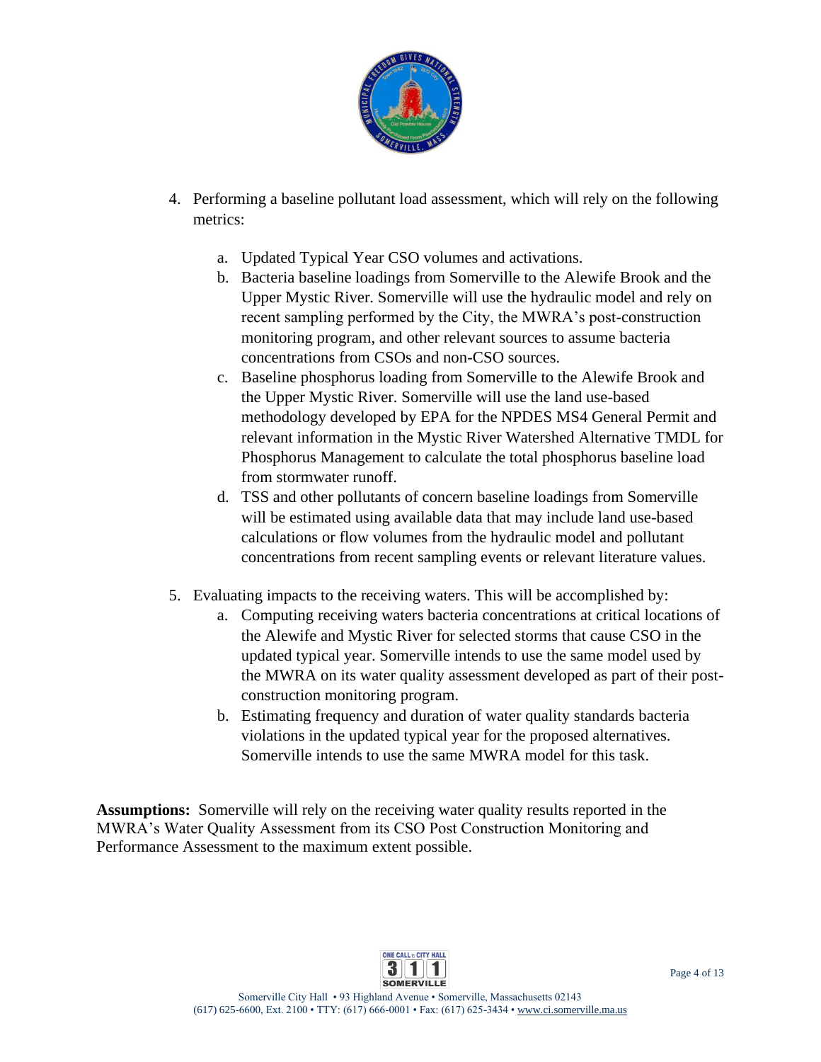4. Performing a baseline pollutant load assessment, which will rely on the following metrics:

    a. Updated Typical Year CSO volumes and activations.
    b. Bacteria baseline loadings from Somerville to the Alewife Brook and the Upper Mystic River. Somerville will use the hydraulic model and rely on recent sampling performed by the City, the MWRA's post-construction monitoring program, and other relevant sources to assume bacteria concentrations from CSOs and non-CSO sources.
    c. Baseline phosphorus loading from Somerville to the Alewife Brook and the Upper Mystic River. Somerville will use the land use-based methodology developed by EPA for the NPDES MS4 General Permit and relevant information in the Mystic River Watershed Alternative TMDL for Phosphorus Management to calculate the total phosphorus baseline load from stormwater runoff.
    d. TSS and other pollutants of concern baseline loadings from Somerville will be estimated using available data that may include land use-based calculations or flow volumes from the hydraulic model and pollutant concentrations from recent sampling events or relevant literature values.

5. Evaluating impacts to the receiving waters. This will be accomplished by:
    a. Computing receiving waters bacteria concentrations at critical locations of the Alewife and Mystic River for selected storms that cause CSO in the updated typical year. Somerville intends to use the same model used by the MWRA on its water quality assessment developed as part of their post-construction monitoring program.
    b. Estimating frequency and duration of water quality standards bacteria violations in the updated typical year for the proposed alternatives. Somerville intends to use the same MWRA model for this task.

**Assumptions:** Somerville will rely on the receiving water quality results reported in the MWRA's Water Quality Assessment from its CSO Post Construction Monitoring and Performance Assessment to the maximum extent possible.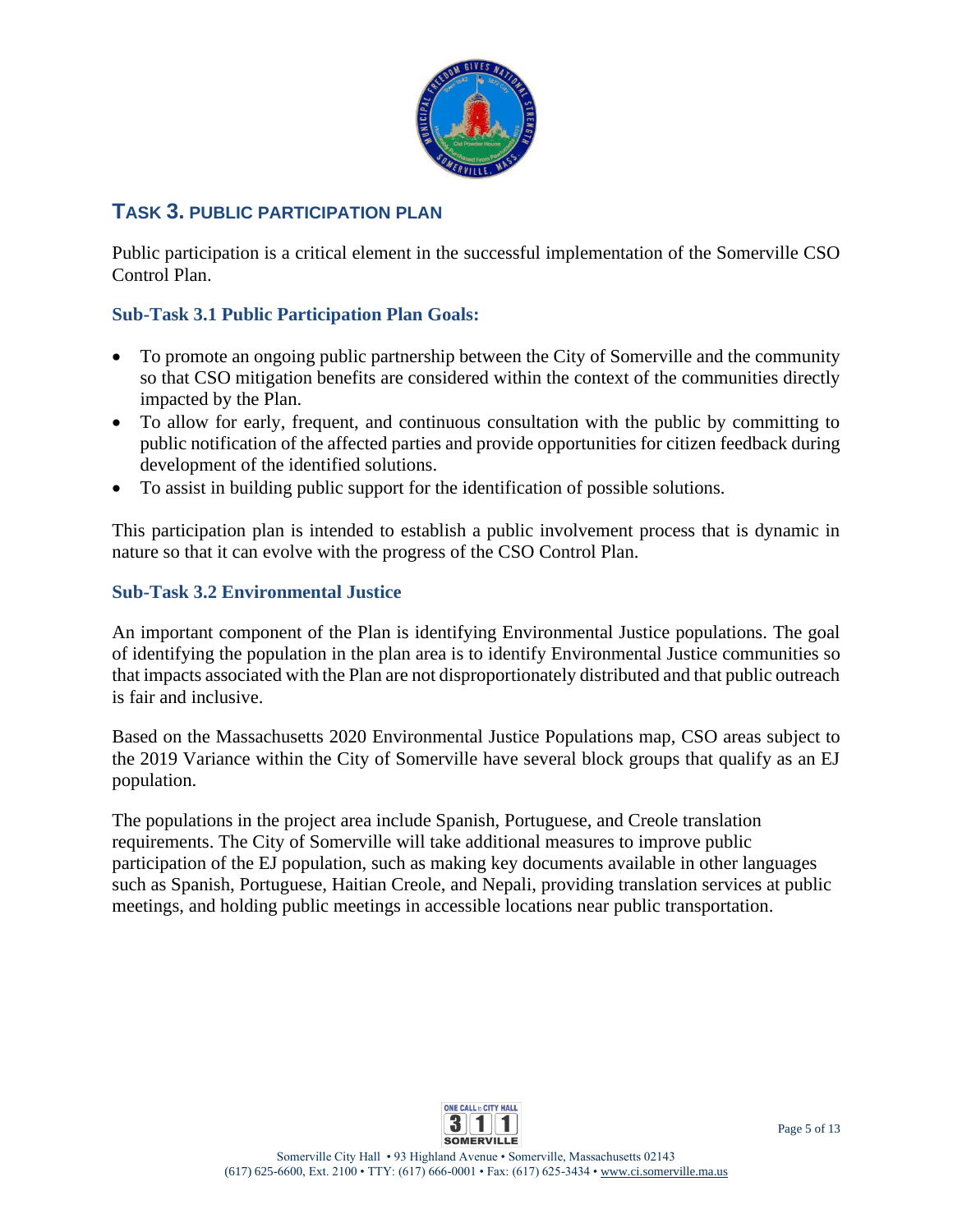## TASK 3. PUBLIC PARTICIPATION PLAN

Public participation is a critical element in the successful implementation of the Somerville CSO Control Plan.

### Sub-Task 3.1 Public Participation Plan Goals:

- To promote an ongoing public partnership between the City of Somerville and the community so that CSO mitigation benefits are considered within the context of the communities directly impacted by the Plan.
- To allow for early, frequent, and continuous consultation with the public by committing to public notification of the affected parties and provide opportunities for citizen feedback during development of the identified solutions.
- To assist in building public support for the identification of possible solutions.

This participation plan is intended to establish a public involvement process that is dynamic in nature so that it can evolve with the progress of the CSO Control Plan.

### Sub-Task 3.2 Environmental Justice

An important component of the Plan is identifying Environmental Justice populations. The goal of identifying the population in the plan area is to identify Environmental Justice communities so that impacts associated with the Plan are not disproportionately distributed and that public outreach is fair and inclusive.

Based on the Massachusetts 2020 Environmental Justice Populations map, CSO areas subject to the 2019 Variance within the City of Somerville have several block groups that qualify as an EJ population.

The populations in the project area include Spanish, Portuguese, and Creole translation requirements. The City of Somerville will take additional measures to improve public participation of the EJ population, such as making key documents available in other languages such as Spanish, Portuguese, Haitian Creole, and Nepali, providing translation services at public meetings, and holding public meetings in accessible locations near public transportation.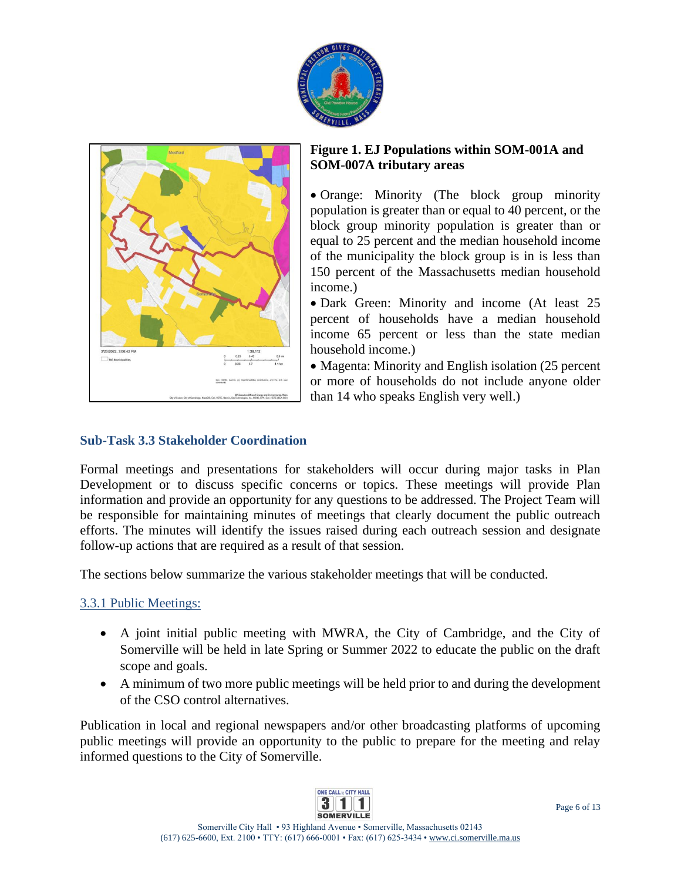**Figure 1. EJ Populations within SOM-001A and SOM-007A tributary areas**

- Orange: Minority (The block group minority population is greater than or equal to 40 percent, or the block group minority population is greater than or equal to 25 percent and the median household income of the municipality the block group is in is less than 150 percent of the Massachusetts median household income.)
- Dark Green: Minority and income (At least 25 percent of households have a median household income 65 percent or less than the state median household income.)
- Magenta: Minority and English isolation (25 percent or more of households do not include anyone older than 14 who speaks English very well.)

### Sub-Task 3.3 Stakeholder Coordination

Formal meetings and presentations for stakeholders will occur during major tasks in Plan Development or to discuss specific concerns or topics. These meetings will provide Plan information and provide an opportunity for any questions to be addressed. The Project Team will be responsible for maintaining minutes of meetings that clearly document the public outreach efforts. The minutes will identify the issues raised during each outreach session and designate follow-up actions that are required as a result of that session.

The sections below summarize the various stakeholder meetings that will be conducted.

#### 3.3.1 Public Meetings:

- A joint initial public meeting with MWRA, the City of Cambridge, and the City of Somerville will be held in late Spring or Summer 2022 to educate the public on the draft scope and goals.
- A minimum of two more public meetings will be held prior to and during the development of the CSO control alternatives.

Publication in local and regional newspapers and/or other broadcasting platforms of upcoming public meetings will provide an opportunity to the public to prepare for the meeting and relay informed questions to the City of Somerville.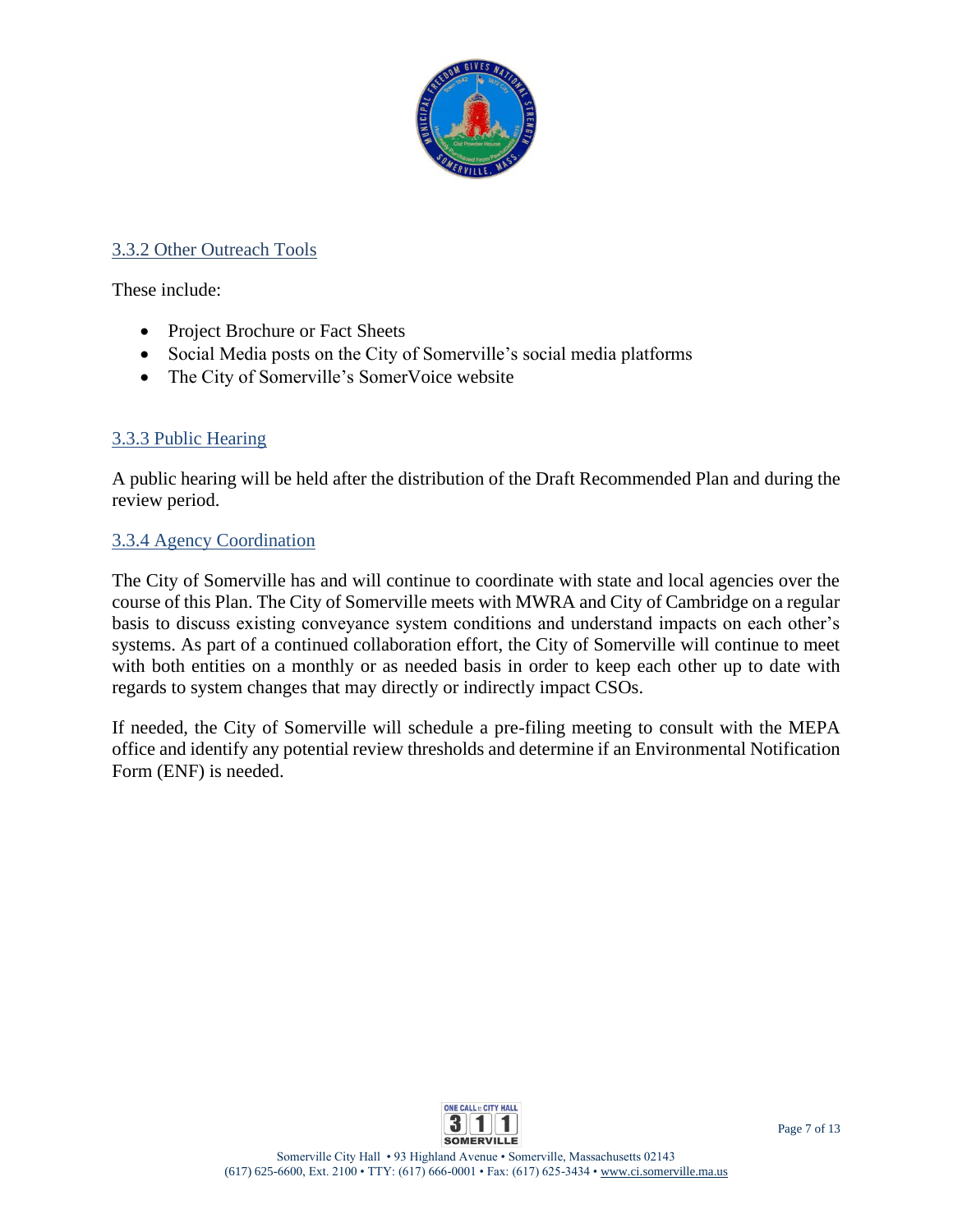### 3.3.2 Other Outreach Tools

These include:

- Project Brochure or Fact Sheets
- Social Media posts on the City of Somerville's social media platforms
- The City of Somerville's SomerVoice website

### 3.3.3 Public Hearing

A public hearing will be held after the distribution of the Draft Recommended Plan and during the review period.

### 3.3.4 Agency Coordination

The City of Somerville has and will continue to coordinate with state and local agencies over the course of this Plan. The City of Somerville meets with MWRA and City of Cambridge on a regular basis to discuss existing conveyance system conditions and understand impacts on each other's systems. As part of a continued collaboration effort, the City of Somerville will continue to meet with both entities on a monthly or as needed basis in order to keep each other up to date with regards to system changes that may directly or indirectly impact CSOs.

If needed, the City of Somerville will schedule a pre-filing meeting to consult with the MEPA office and identify any potential review thresholds and determine if an Environmental Notification Form (ENF) is needed.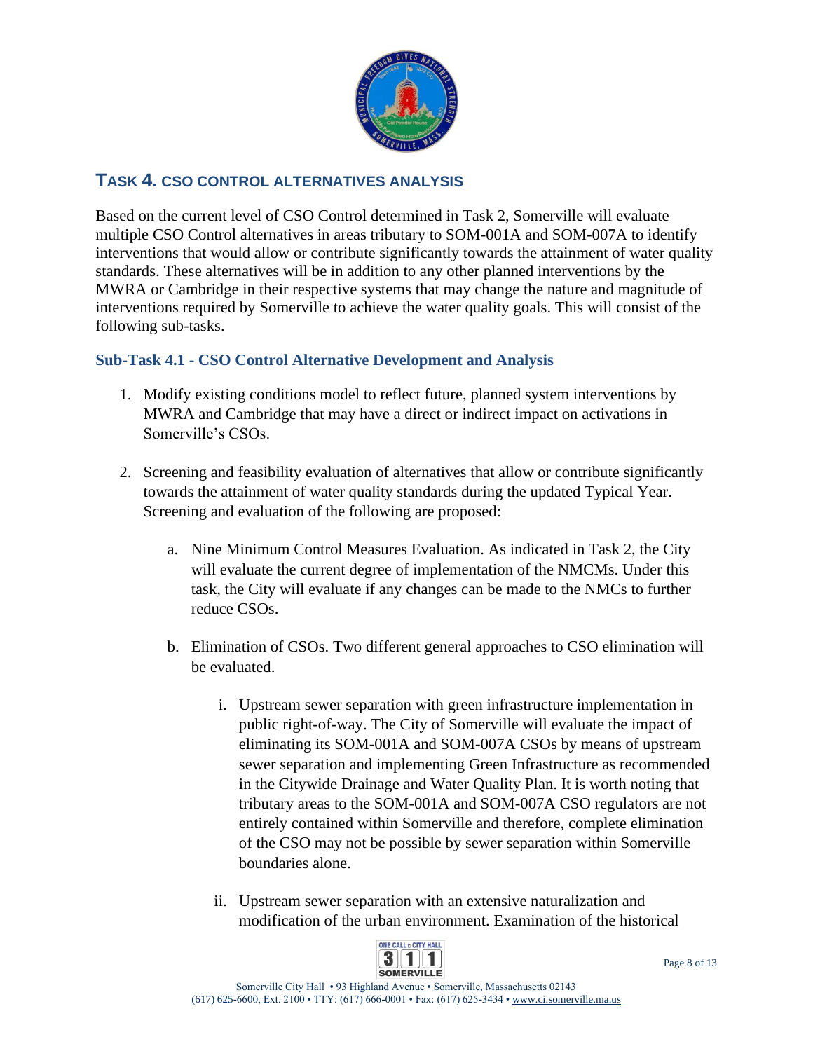## TASK 4. CSO CONTROL ALTERNATIVES ANALYSIS

Based on the current level of CSO Control determined in Task 2, Somerville will evaluate multiple CSO Control alternatives in areas tributary to SOM-001A and SOM-007A to identify interventions that would allow or contribute significantly towards the attainment of water quality standards. These alternatives will be in addition to any other planned interventions by the MWRA or Cambridge in their respective systems that may change the nature and magnitude of interventions required by Somerville to achieve the water quality goals. This will consist of the following sub-tasks.

### Sub-Task 4.1 - CSO Control Alternative Development and Analysis

1. Modify existing conditions model to reflect future, planned system interventions by MWRA and Cambridge that may have a direct or indirect impact on activations in Somerville's CSOs.

2. Screening and feasibility evaluation of alternatives that allow or contribute significantly towards the attainment of water quality standards during the updated Typical Year. Screening and evaluation of the following are proposed:

   a. Nine Minimum Control Measures Evaluation. As indicated in Task 2, the City will evaluate the current degree of implementation of the NMCMs. Under this task, the City will evaluate if any changes can be made to the NMCs to further reduce CSOs.

   b. Elimination of CSOs. Two different general approaches to CSO elimination will be evaluated.

      i. Upstream sewer separation with green infrastructure implementation in public right-of-way. The City of Somerville will evaluate the impact of eliminating its SOM-001A and SOM-007A CSOs by means of upstream sewer separation and implementing Green Infrastructure as recommended in the Citywide Drainage and Water Quality Plan. It is worth noting that tributary areas to the SOM-001A and SOM-007A CSO regulators are not entirely contained within Somerville and therefore, complete elimination of the CSO may not be possible by sewer separation within Somerville boundaries alone.

      ii. Upstream sewer separation with an extensive naturalization and modification of the urban environment. Examination of the historical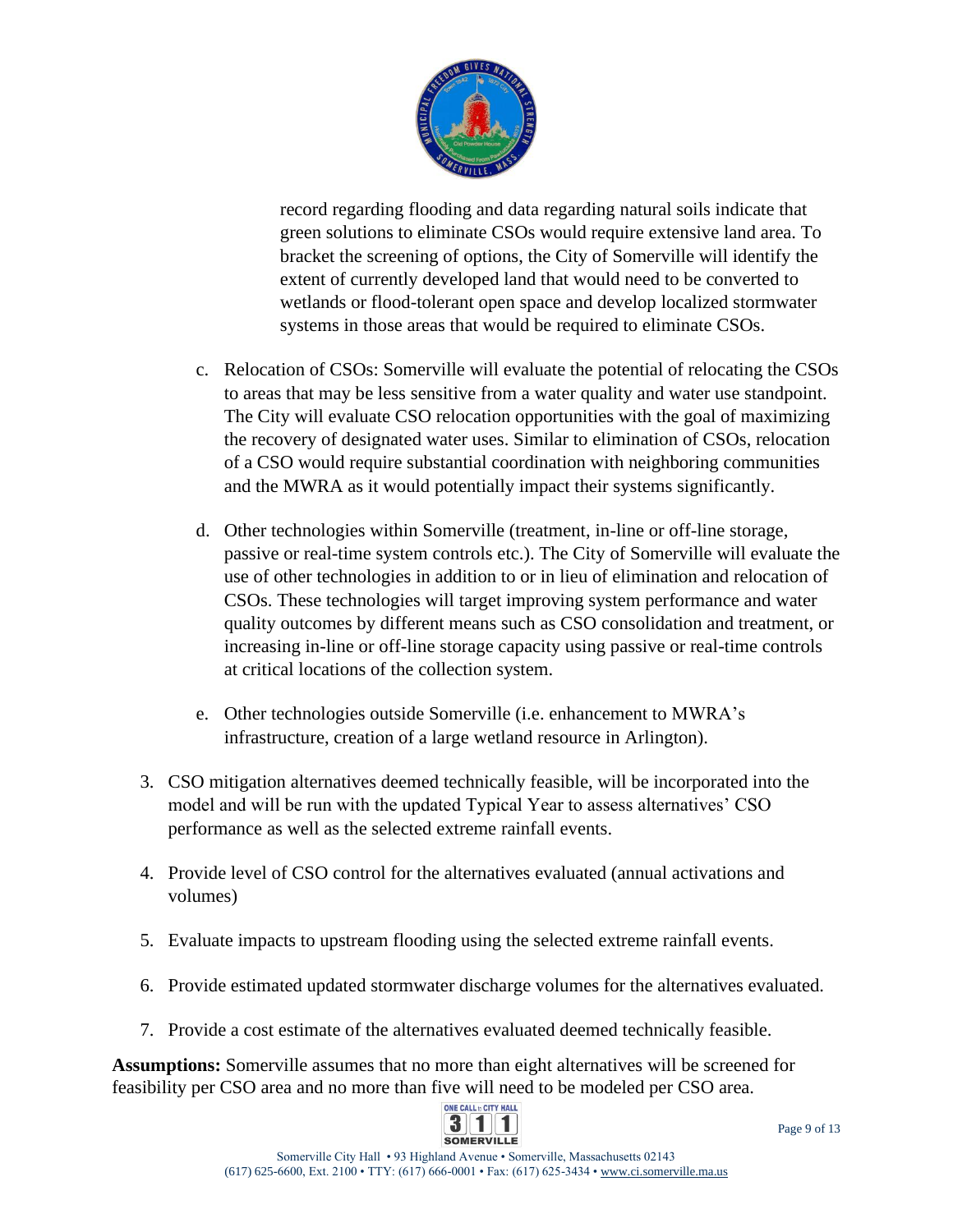record regarding flooding and data regarding natural soils indicate that green solutions to eliminate CSOs would require extensive land area. To bracket the screening of options, the City of Somerville will identify the extent of currently developed land that would need to be converted to wetlands or flood-tolerant open space and develop localized stormwater systems in those areas that would be required to eliminate CSOs.

   c. Relocation of CSOs: Somerville will evaluate the potential of relocating the CSOs to areas that may be less sensitive from a water quality and water use standpoint. The City will evaluate CSO relocation opportunities with the goal of maximizing the recovery of designated water uses. Similar to elimination of CSOs, relocation of a CSO would require substantial coordination with neighboring communities and the MWRA as it would potentially impact their systems significantly.

   d. Other technologies within Somerville (treatment, in-line or off-line storage, passive or real-time system controls etc.). The City of Somerville will evaluate the use of other technologies in addition to or in lieu of elimination and relocation of CSOs. These technologies will target improving system performance and water quality outcomes by different means such as CSO consolidation and treatment, or increasing in-line or off-line storage capacity using passive or real-time controls at critical locations of the collection system.

   e. Other technologies outside Somerville (i.e. enhancement to MWRA's infrastructure, creation of a large wetland resource in Arlington).

3. CSO mitigation alternatives deemed technically feasible, will be incorporated into the model and will be run with the updated Typical Year to assess alternatives' CSO performance as well as the selected extreme rainfall events.

4. Provide level of CSO control for the alternatives evaluated (annual activations and volumes)

5. Evaluate impacts to upstream flooding using the selected extreme rainfall events.

6. Provide estimated updated stormwater discharge volumes for the alternatives evaluated.

7. Provide a cost estimate of the alternatives evaluated deemed technically feasible.

**Assumptions:** Somerville assumes that no more than eight alternatives will be screened for feasibility per CSO area and no more than five will need to be modeled per CSO area.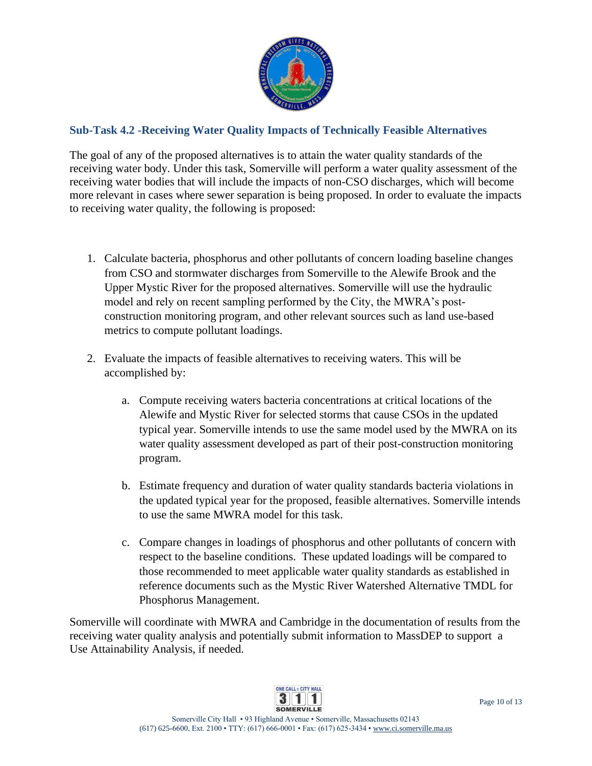### Sub-Task 4.2 -Receiving Water Quality Impacts of Technically Feasible Alternatives

The goal of any of the proposed alternatives is to attain the water quality standards of the receiving water body. Under this task, Somerville will perform a water quality assessment of the receiving water bodies that will include the impacts of non-CSO discharges, which will become more relevant in cases where sewer separation is being proposed. In order to evaluate the impacts to receiving water quality, the following is proposed:

1. Calculate bacteria, phosphorus and other pollutants of concern loading baseline changes from CSO and stormwater discharges from Somerville to the Alewife Brook and the Upper Mystic River for the proposed alternatives. Somerville will use the hydraulic model and rely on recent sampling performed by the City, the MWRA's post-construction monitoring program, and other relevant sources such as land use-based metrics to compute pollutant loadings.

2. Evaluate the impacts of feasible alternatives to receiving waters. This will be accomplished by:

   a. Compute receiving waters bacteria concentrations at critical locations of the Alewife and Mystic River for selected storms that cause CSOs in the updated typical year. Somerville intends to use the same model used by the MWRA on its water quality assessment developed as part of their post-construction monitoring program.

   b. Estimate frequency and duration of water quality standards bacteria violations in the updated typical year for the proposed, feasible alternatives. Somerville intends to use the same MWRA model for this task.

   c. Compare changes in loadings of phosphorus and other pollutants of concern with respect to the baseline conditions. These updated loadings will be compared to those recommended to meet applicable water quality standards as established in reference documents such as the Mystic River Watershed Alternative TMDL for Phosphorus Management.

Somerville will coordinate with MWRA and Cambridge in the documentation of results from the receiving water quality analysis and potentially submit information to MassDEP to support a Use Attainability Analysis, if needed.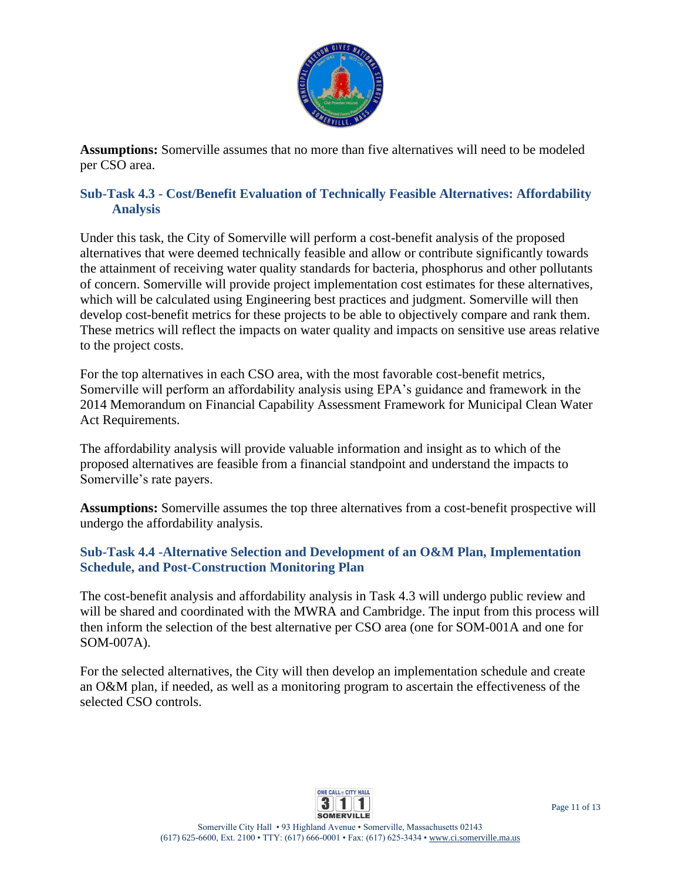**Assumptions:** Somerville assumes that no more than five alternatives will need to be modeled per CSO area.

### Sub-Task 4.3 - Cost/Benefit Evaluation of Technically Feasible Alternatives: Affordability Analysis

Under this task, the City of Somerville will perform a cost-benefit analysis of the proposed alternatives that were deemed technically feasible and allow or contribute significantly towards the attainment of receiving water quality standards for bacteria, phosphorus and other pollutants of concern. Somerville will provide project implementation cost estimates for these alternatives, which will be calculated using Engineering best practices and judgment. Somerville will then develop cost-benefit metrics for these projects to be able to objectively compare and rank them. These metrics will reflect the impacts on water quality and impacts on sensitive use areas relative to the project costs.

For the top alternatives in each CSO area, with the most favorable cost-benefit metrics, Somerville will perform an affordability analysis using EPA's guidance and framework in the 2014 Memorandum on Financial Capability Assessment Framework for Municipal Clean Water Act Requirements.

The affordability analysis will provide valuable information and insight as to which of the proposed alternatives are feasible from a financial standpoint and understand the impacts to Somerville's rate payers.

**Assumptions:** Somerville assumes the top three alternatives from a cost-benefit prospective will undergo the affordability analysis.

### Sub-Task 4.4 -Alternative Selection and Development of an O&M Plan, Implementation Schedule, and Post-Construction Monitoring Plan

The cost-benefit analysis and affordability analysis in Task 4.3 will undergo public review and will be shared and coordinated with the MWRA and Cambridge. The input from this process will then inform the selection of the best alternative per CSO area (one for SOM-001A and one for SOM-007A).

For the selected alternatives, the City will then develop an implementation schedule and create an O&M plan, if needed, as well as a monitoring program to ascertain the effectiveness of the selected CSO controls.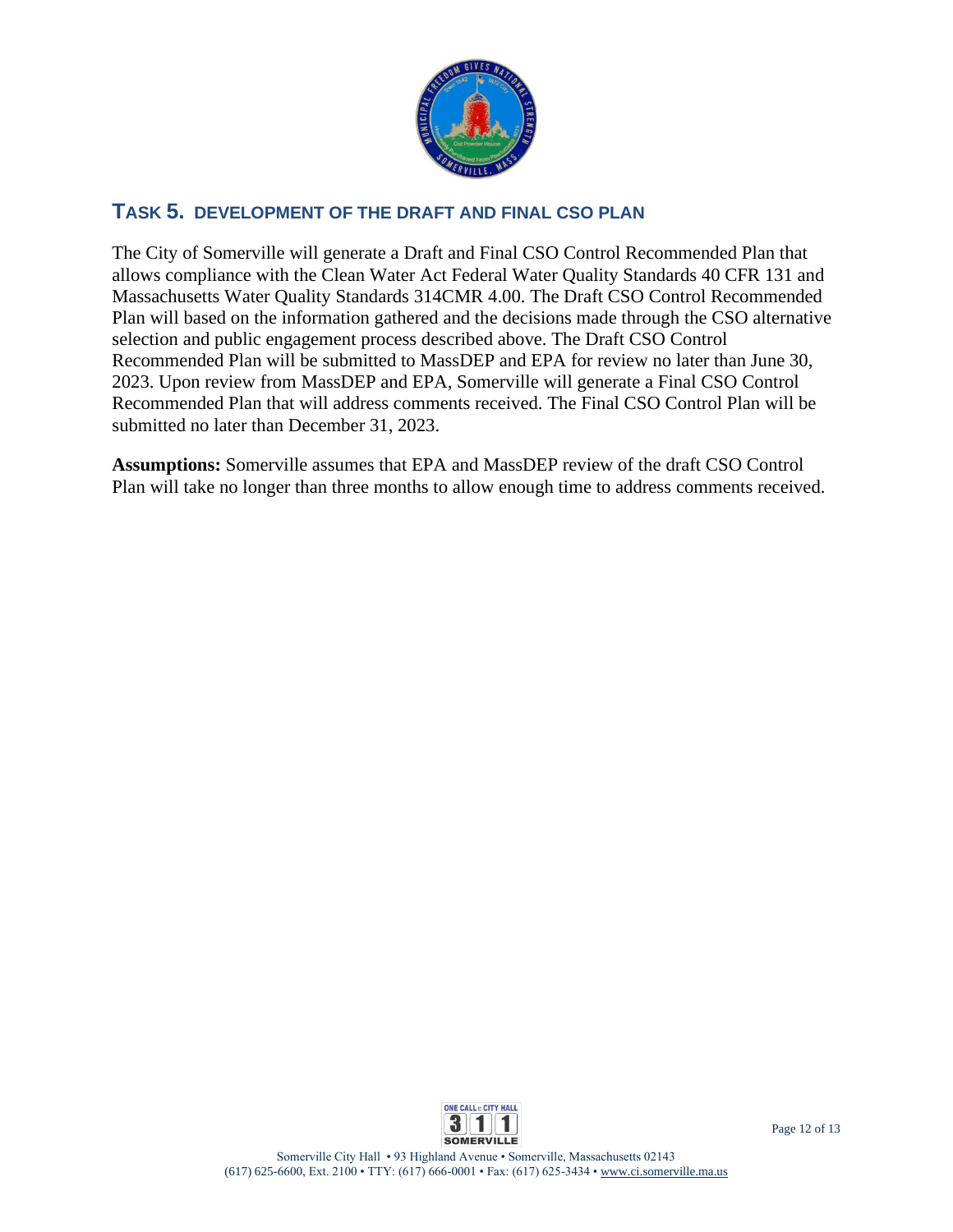## TASK 5. DEVELOPMENT OF THE DRAFT AND FINAL CSO PLAN

The City of Somerville will generate a Draft and Final CSO Control Recommended Plan that allows compliance with the Clean Water Act Federal Water Quality Standards 40 CFR 131 and Massachusetts Water Quality Standards 314CMR 4.00. The Draft CSO Control Recommended Plan will based on the information gathered and the decisions made through the CSO alternative selection and public engagement process described above. The Draft CSO Control Recommended Plan will be submitted to MassDEP and EPA for review no later than June 30, 2023. Upon review from MassDEP and EPA, Somerville will generate a Final CSO Control Recommended Plan that will address comments received. The Final CSO Control Plan will be submitted no later than December 31, 2023.

**Assumptions:** Somerville assumes that EPA and MassDEP review of the draft CSO Control Plan will take no longer than three months to allow enough time to address comments received.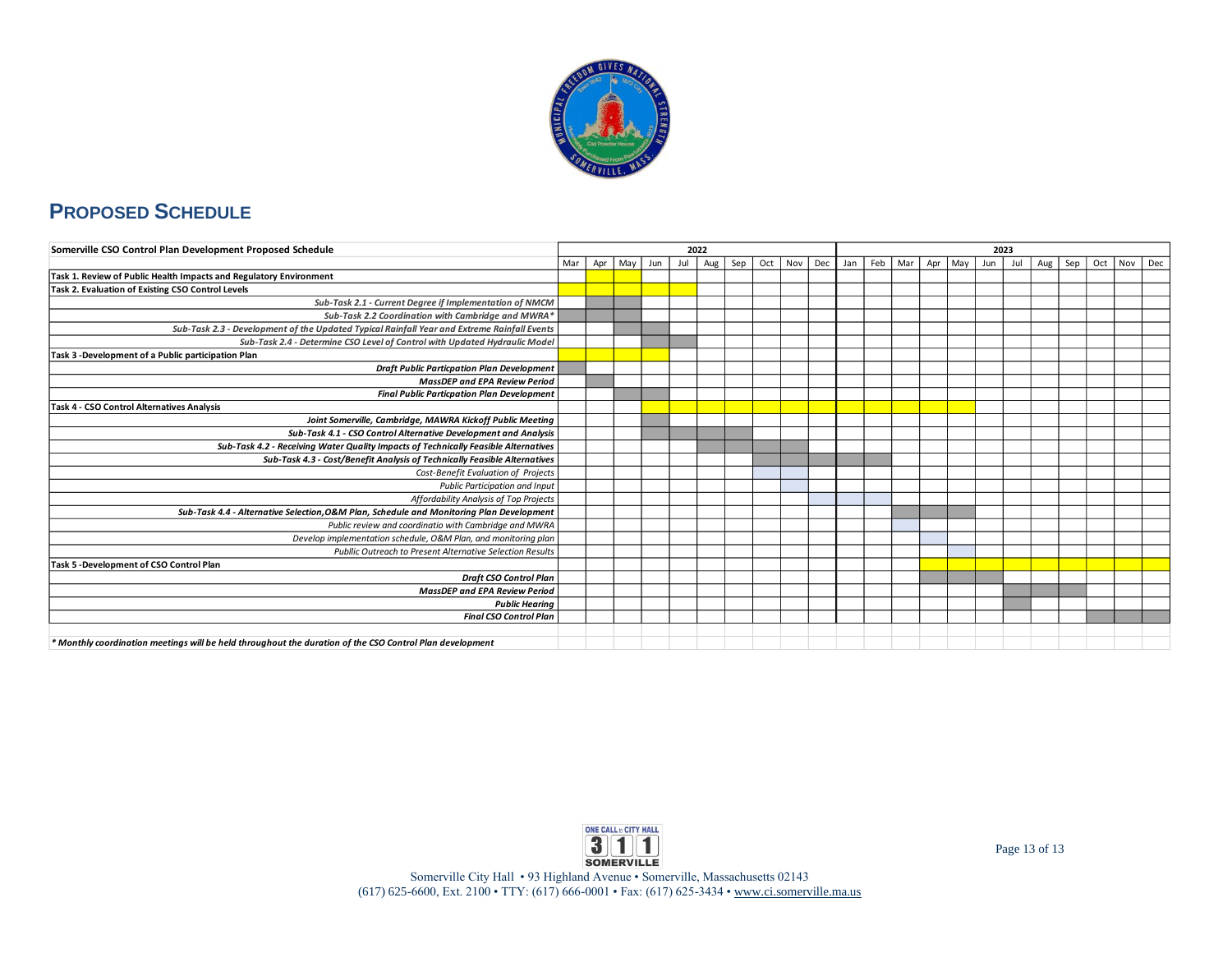## PROPOSED SCHEDULE

| Somerville CSO Control Plan Development Proposed Schedule | 2022 | | | | | | | | | | 2023 | | | | | | | | | | | |
|---|---|---|---|---|---|---|---|---|---|---|---|---|---|---|---|---|---|---|---|---|---|---|
| | Mar | Apr | May | Jun | Jul | Aug | Sep | Oct | Nov | Dec | Jan | Feb | Mar | Apr | May | Jun | Jul | Aug | Sep | Oct | Nov | Dec |
| **Task 1. Review of Public Health Impacts and Regulatory Environment** | | | | | | | | | | | | | | | | | | | | | | |
| **Task 2. Evaluation of Existing CSO Control Levels** | | | | | | | | | | | | | | | | | | | | | | |
| ***Sub-Task 2.1 - Current Degree if Implementation of NMCM*** | | | | | | | | | | | | | | | | | | | | | | |
| ***Sub-Task 2.2 Coordination with Cambridge and MWRA**** | | | | | | | | | | | | | | | | | | | | | | |
| ***Sub-Task 2.3 - Development of the Updated Typical Rainfall Year and Extreme Rainfall Events*** | | | | | | | | | | | | | | | | | | | | | | |
| ***Sub-Task 2.4 - Determine CSO Level of Control with Updated Hydraulic Model*** | | | | | | | | | | | | | | | | | | | | | | |
| **Task 3 -Development of a Public participation Plan** | | | | | | | | | | | | | | | | | | | | | | |
| ***Draft Public Particpation Plan Development*** | | | | | | | | | | | | | | | | | | | | | | |
| ***MassDEP and EPA Review Period*** | | | | | | | | | | | | | | | | | | | | | | |
| ***Final Public Particpation Plan Development*** | | | | | | | | | | | | | | | | | | | | | | |
| **Task 4 - CSO Control Alternatives Analysis** | | | | | | | | | | | | | | | | | | | | | | |
| ***Joint Somerville, Cambridge, MAWRA Kickoff Public Meeting*** | | | | | | | | | | | | | | | | | | | | | | |
| ***Sub-Task 4.1 - CSO Control Alternative Development and Analysis*** | | | | | | | | | | | | | | | | | | | | | | |
| ***Sub-Task 4.2 - Receiving Water Quality Impacts of Technically Feasible Alternatives*** | | | | | | | | | | | | | | | | | | | | | | |
| ***Sub-Task 4.3 - Cost/Benefit Analysis of Technically Feasible Alternatives*** | | | | | | | | | | | | | | | | | | | | | | |
| *Cost-Benefit Evaluation of Projects* | | | | | | | | | | | | | | | | | | | | | | |
| *Public Participation and Input* | | | | | | | | | | | | | | | | | | | | | | |
| *Affordability Analysis of Top Projects* | | | | | | | | | | | | | | | | | | | | | | |
| ***Sub-Task 4.4 - Alternative Selection,O&M Plan, Schedule and Monitoring Plan Development*** | | | | | | | | | | | | | | | | | | | | | | |
| *Public review and coordinatio with Cambridge and MWRA* | | | | | | | | | | | | | | | | | | | | | | |
| *Develop implementation schedule, O&M Plan, and monitoring plan* | | | | | | | | | | | | | | | | | | | | | | |
| *Publlic Outreach to Present Alternative Selection Results* | | | | | | | | | | | | | | | | | | | | | | |
| **Task 5 -Development of CSO Control Plan** | | | | | | | | | | | | | | | | | | | | | | |
| ***Draft CSO Control Plan*** | | | | | | | | | | | | | | | | | | | | | | |
| ***MassDEP and EPA Review Period*** | | | | | | | | | | | | | | | | | | | | | | |
| ***Public Hearing*** | | | | | | | | | | | | | | | | | | | | | | |
| ***Final CSO Control Plan*** | | | | | | | | | | | | | | | | | | | | | | |

***** Monthly coordination meetings will be held throughout the duration of the CSO Control Plan development***